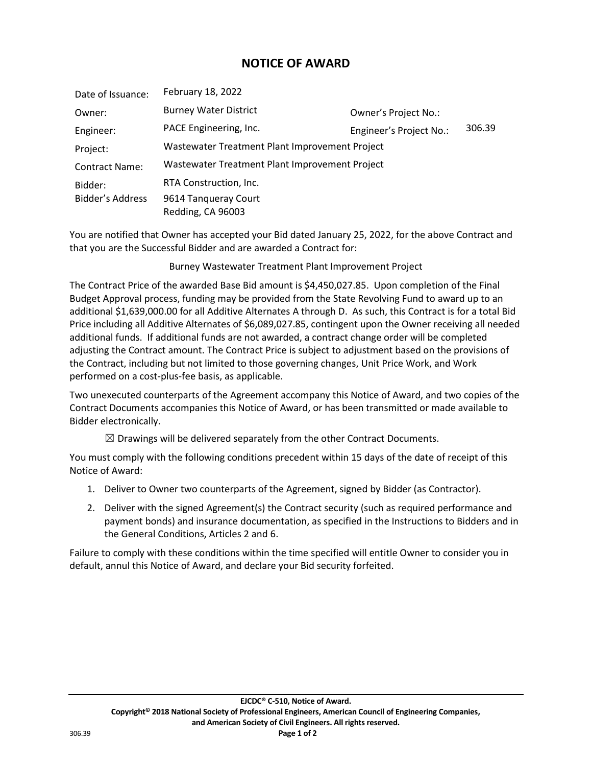# NOTICE OF AWARD

| | | | |
|---|---|---|---|
| Date of Issuance: | February 18, 2022 | | |
| Owner: | Burney Water District | Owner's Project No.: | |
| Engineer: | PACE Engineering, Inc. | Engineer's Project No.: | 306.39 |
| Project: | Wastewater Treatment Plant Improvement Project | | |
| Contract Name: | Wastewater Treatment Plant Improvement Project | | |
| Bidder: | RTA Construction, Inc. | | |
| Bidder's Address | 9614 Tanqueray Court<br>Redding, CA 96003 | | |

You are notified that Owner has accepted your Bid dated January 25, 2022, for the above Contract and that you are the Successful Bidder and are awarded a Contract for:

Burney Wastewater Treatment Plant Improvement Project

The Contract Price of the awarded Base Bid amount is $4,450,027.85. Upon completion of the Final Budget Approval process, funding may be provided from the State Revolving Fund to award up to an additional $1,639,000.00 for all Additive Alternates A through D. As such, this Contract is for a total Bid Price including all Additive Alternates of $6,089,027.85, contingent upon the Owner receiving all needed additional funds. If additional funds are not awarded, a contract change order will be completed adjusting the Contract amount. The Contract Price is subject to adjustment based on the provisions of the Contract, including but not limited to those governing changes, Unit Price Work, and Work performed on a cost-plus-fee basis, as applicable.

Two unexecuted counterparts of the Agreement accompany this Notice of Award, and two copies of the Contract Documents accompanies this Notice of Award, or has been transmitted or made available to Bidder electronically.

☒ Drawings will be delivered separately from the other Contract Documents.

You must comply with the following conditions precedent within 15 days of the date of receipt of this Notice of Award:

1. Deliver to Owner two counterparts of the Agreement, signed by Bidder (as Contractor).
2. Deliver with the signed Agreement(s) the Contract security (such as required performance and payment bonds) and insurance documentation, as specified in the Instructions to Bidders and in the General Conditions, Articles 2 and 6.

Failure to comply with these conditions within the time specified will entitle Owner to consider you in default, annul this Notice of Award, and declare your Bid security forfeited.

**EJCDC® C-510, Notice of Award.**
**Copyright© 2018 National Society of Professional Engineers, American Council of Engineering Companies, and American Society of Civil Engineers. All rights reserved.**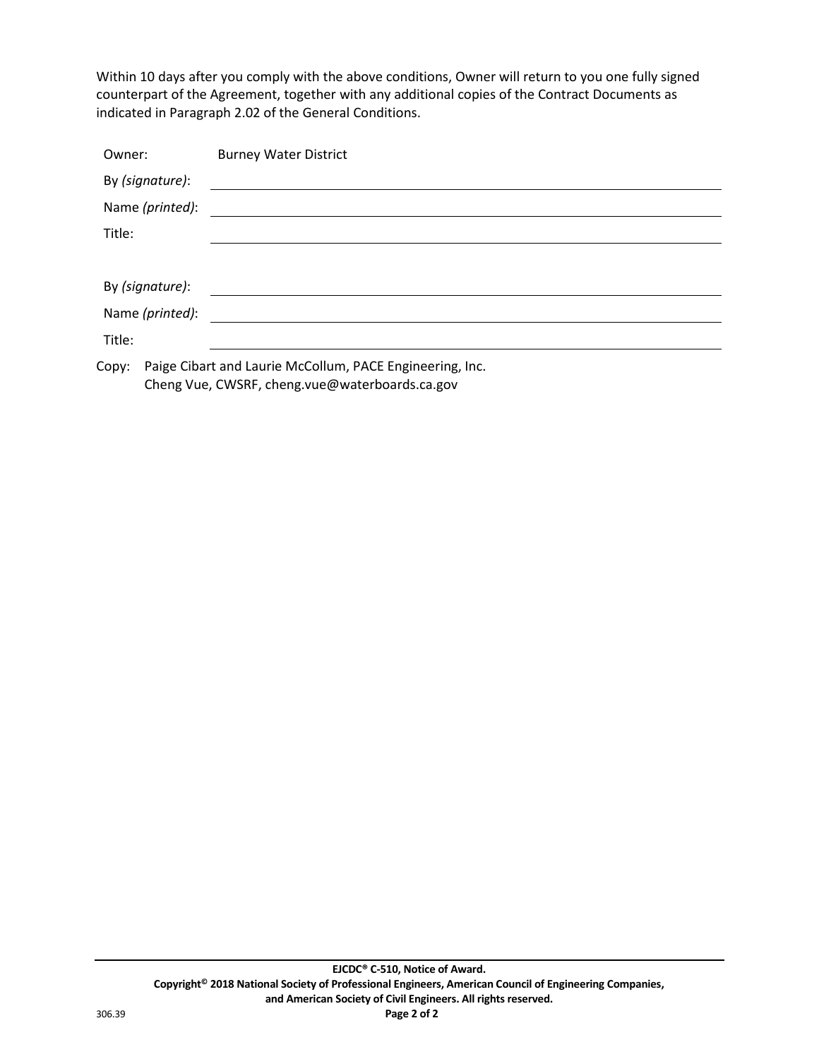Within 10 days after you comply with the above conditions, Owner will return to you one fully signed counterpart of the Agreement, together with any additional copies of the Contract Documents as indicated in Paragraph 2.02 of the General Conditions.

| | |
|---|---|
| Owner: | Burney Water District |
| By *(signature)*: | |
| Name *(printed)*: | |
| Title: | |
| | |
| By *(signature)*: | |
| Name *(printed)*: | |
| Title: | |

Copy: Paige Cibart and Laurie McCollum, PACE Engineering, Inc.
Cheng Vue, CWSRF, cheng.vue@waterboards.ca.gov